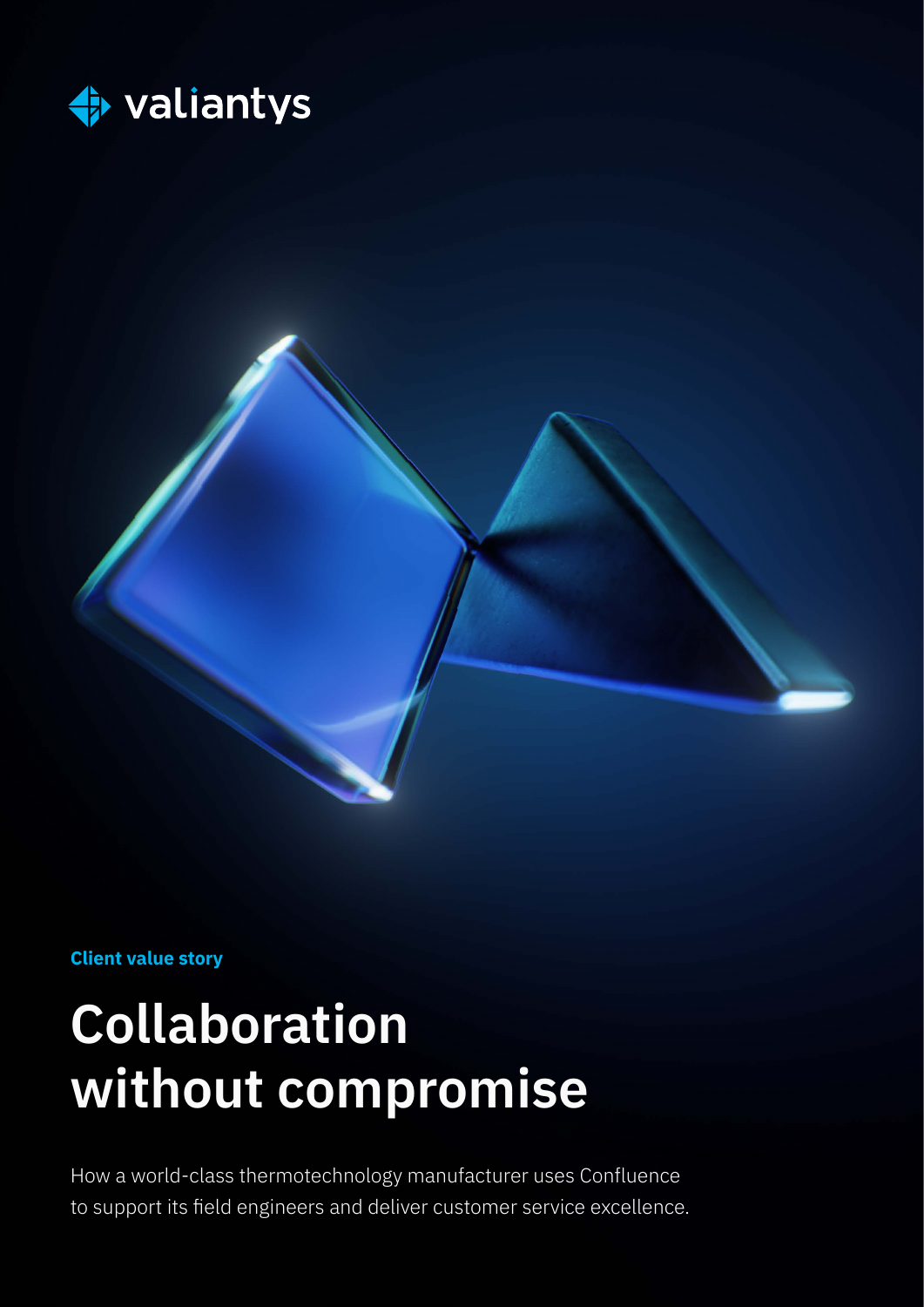valiantys

**Client value story**

# Collaboration without compromise

How a world-class thermotechnology manufacturer uses Confluence to support its field engineers and deliver customer service excellence.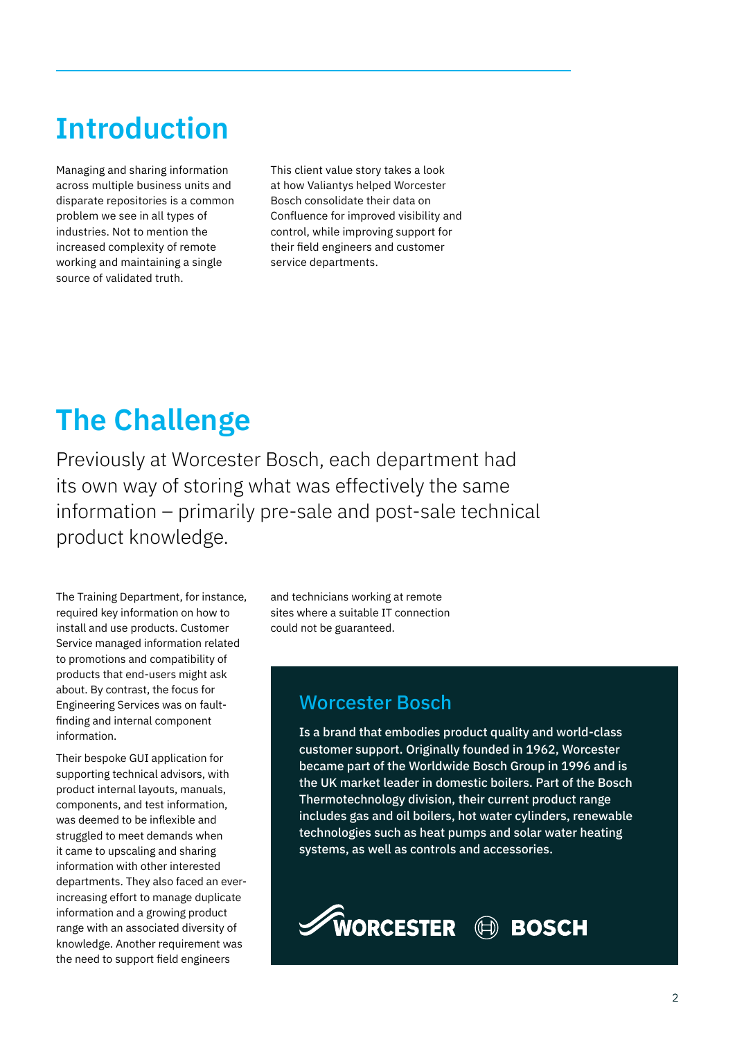# Introduction

Managing and sharing information across multiple business units and disparate repositories is a common problem we see in all types of industries. Not to mention the increased complexity of remote working and maintaining a single source of validated truth.

This client value story takes a look at how Valiantys helped Worcester Bosch consolidate their data on Confluence for improved visibility and control, while improving support for their field engineers and customer service departments.

# The Challenge

Previously at Worcester Bosch, each department had its own way of storing what was effectively the same information – primarily pre-sale and post-sale technical product knowledge.

The Training Department, for instance, required key information on how to install and use products. Customer Service managed information related to promotions and compatibility of products that end-users might ask about. By contrast, the focus for Engineering Services was on fault-finding and internal component information.

Their bespoke GUI application for supporting technical advisors, with product internal layouts, manuals, components, and test information, was deemed to be inflexible and struggled to meet demands when it came to upscaling and sharing information with other interested departments. They also faced an ever-increasing effort to manage duplicate information and a growing product range with an associated diversity of knowledge. Another requirement was the need to support field engineers and technicians working at remote sites where a suitable IT connection could not be guaranteed.

## Worcester Bosch

**Is a brand that embodies product quality and world-class customer support. Originally founded in 1962, Worcester became part of the Worldwide Bosch Group in 1996 and is the UK market leader in domestic boilers. Part of the Bosch Thermotechnology division, their current product range includes gas and oil boilers, hot water cylinders, renewable technologies such as heat pumps and solar water heating systems, as well as controls and accessories.**

WORCESTER BOSCH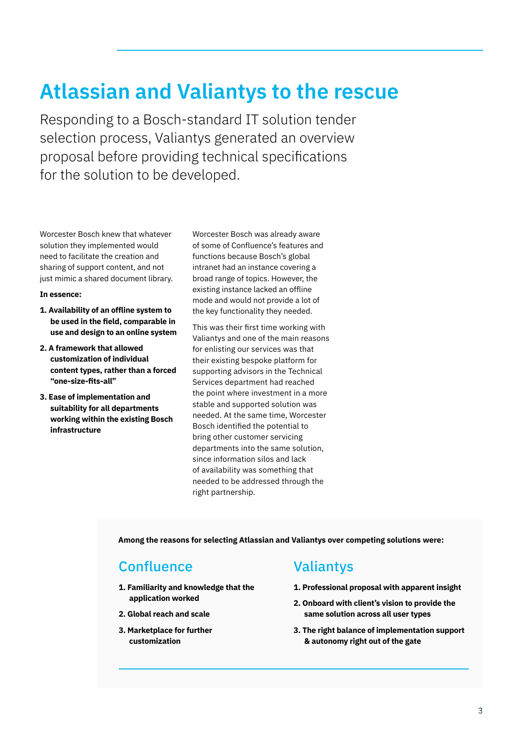# Atlassian and Valiantys to the rescue

Responding to a Bosch-standard IT solution tender selection process, Valiantys generated an overview proposal before providing technical specifications for the solution to be developed.

Worcester Bosch knew that whatever solution they implemented would need to facilitate the creation and sharing of support content, and not just mimic a shared document library.

**In essence:**

1. **Availability of an offline system to be used in the field, comparable in use and design to an online system**
2. **A framework that allowed customization of individual content types, rather than a forced "one-size-fits-all"**
3. **Ease of implementation and suitability for all departments working within the existing Bosch infrastructure**

Worcester Bosch was already aware of some of Confluence's features and functions because Bosch's global intranet had an instance covering a broad range of topics. However, the existing instance lacked an offline mode and would not provide a lot of the key functionality they needed.

This was their first time working with Valiantys and one of the main reasons for enlisting our services was that their existing bespoke platform for supporting advisors in the Technical Services department had reached the point where investment in a more stable and supported solution was needed. At the same time, Worcester Bosch identified the potential to bring other customer servicing departments into the same solution, since information silos and lack of availability was something that needed to be addressed through the right partnership.

**Among the reasons for selecting Atlassian and Valiantys over competing solutions were:**

## Confluence

1. **Familiarity and knowledge that the application worked**
2. **Global reach and scale**
3. **Marketplace for further customization**

## Valiantys

1. **Professional proposal with apparent insight**
2. **Onboard with client's vision to provide the same solution across all user types**
3. **The right balance of implementation support & autonomy right out of the gate**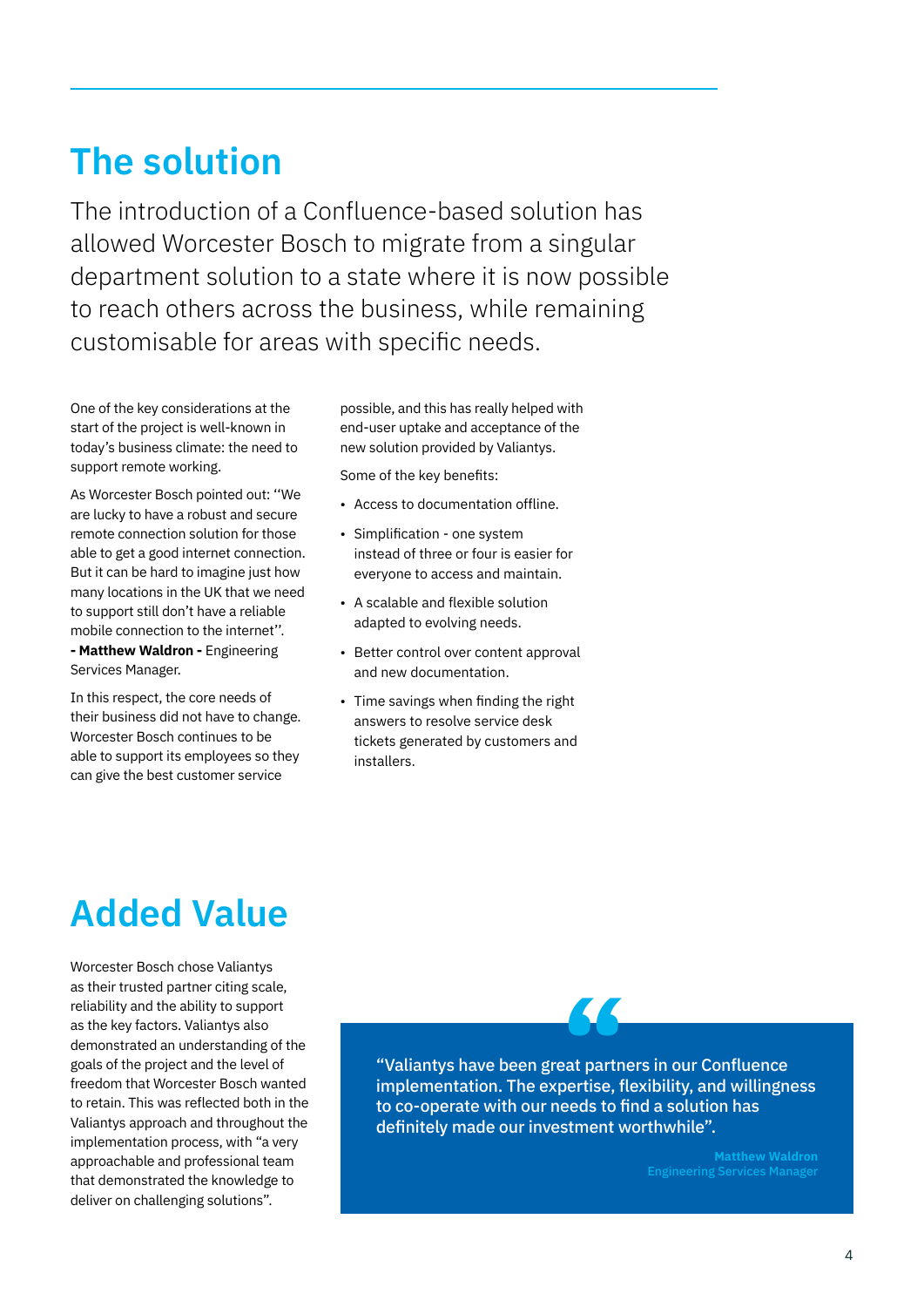# The solution

The introduction of a Confluence-based solution has allowed Worcester Bosch to migrate from a singular department solution to a state where it is now possible to reach others across the business, while remaining customisable for areas with specific needs.

One of the key considerations at the start of the project is well-known in today's business climate: the need to support remote working.

As Worcester Bosch pointed out: ''We are lucky to have a robust and secure remote connection solution for those able to get a good internet connection. But it can be hard to imagine just how many locations in the UK that we need to support still don't have a reliable mobile connection to the internet''. **- Matthew Waldron -** Engineering Services Manager.

In this respect, the core needs of their business did not have to change. Worcester Bosch continues to be able to support its employees so they can give the best customer service possible, and this has really helped with end-user uptake and acceptance of the new solution provided by Valiantys.

Some of the key benefits:

- Access to documentation offline.
- Simplification - one system instead of three or four is easier for everyone to access and maintain.
- A scalable and flexible solution adapted to evolving needs.
- Better control over content approval and new documentation.
- Time savings when finding the right answers to resolve service desk tickets generated by customers and installers.

# Added Value

Worcester Bosch chose Valiantys as their trusted partner citing scale, reliability and the ability to support as the key factors. Valiantys also demonstrated an understanding of the goals of the project and the level of freedom that Worcester Bosch wanted to retain. This was reflected both in the Valiantys approach and throughout the implementation process, with "a very approachable and professional team that demonstrated the knowledge to deliver on challenging solutions".

> "Valiantys have been great partners in our Confluence implementation. The expertise, flexibility, and willingness to co-operate with our needs to find a solution has definitely made our investment worthwhile".
>
> **Matthew Waldron**
> Engineering Services Manager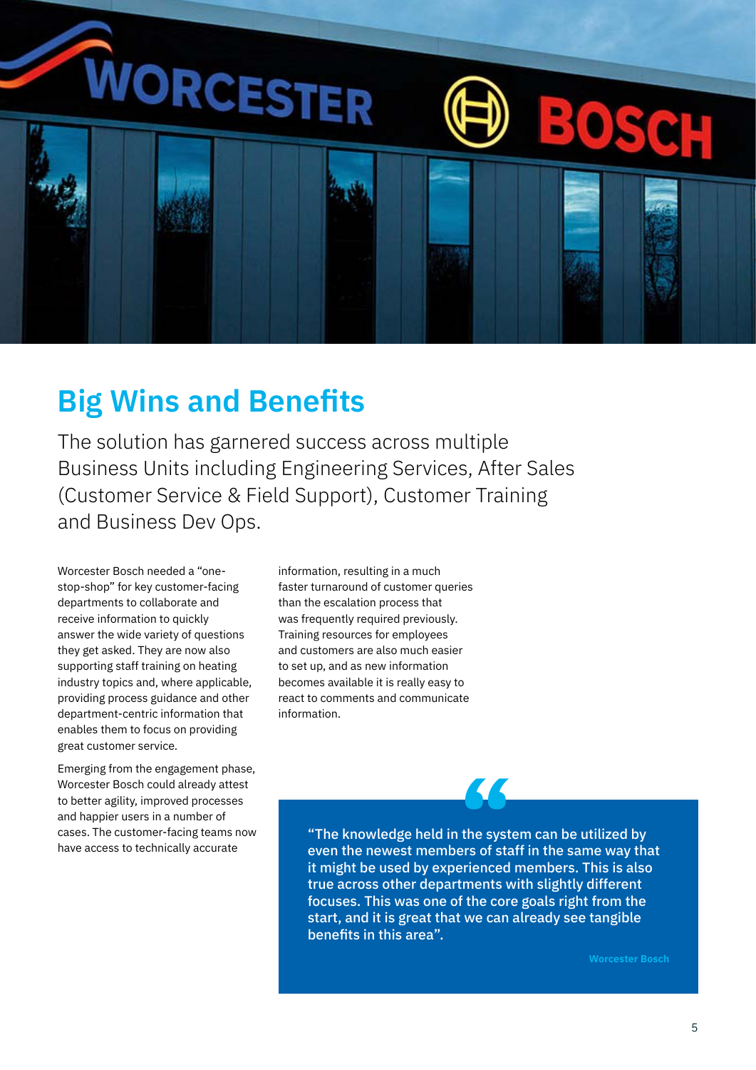# Big Wins and Benefits

The solution has garnered success across multiple Business Units including Engineering Services, After Sales (Customer Service & Field Support), Customer Training and Business Dev Ops.

Worcester Bosch needed a "one-stop-shop" for key customer-facing departments to collaborate and receive information to quickly answer the wide variety of questions they get asked. They are now also supporting staff training on heating industry topics and, where applicable, providing process guidance and other department-centric information that enables them to focus on providing great customer service.

Emerging from the engagement phase, Worcester Bosch could already attest to better agility, improved processes and happier users in a number of cases. The customer-facing teams now have access to technically accurate information, resulting in a much faster turnaround of customer queries than the escalation process that was frequently required previously. Training resources for employees and customers are also much easier to set up, and as new information becomes available it is really easy to react to comments and communicate information.

> "The knowledge held in the system can be utilized by even the newest members of staff in the same way that it might be used by experienced members. This is also true across other departments with slightly different focuses. This was one of the core goals right from the start, and it is great that we can already see tangible benefits in this area".
>
> Worcester Bosch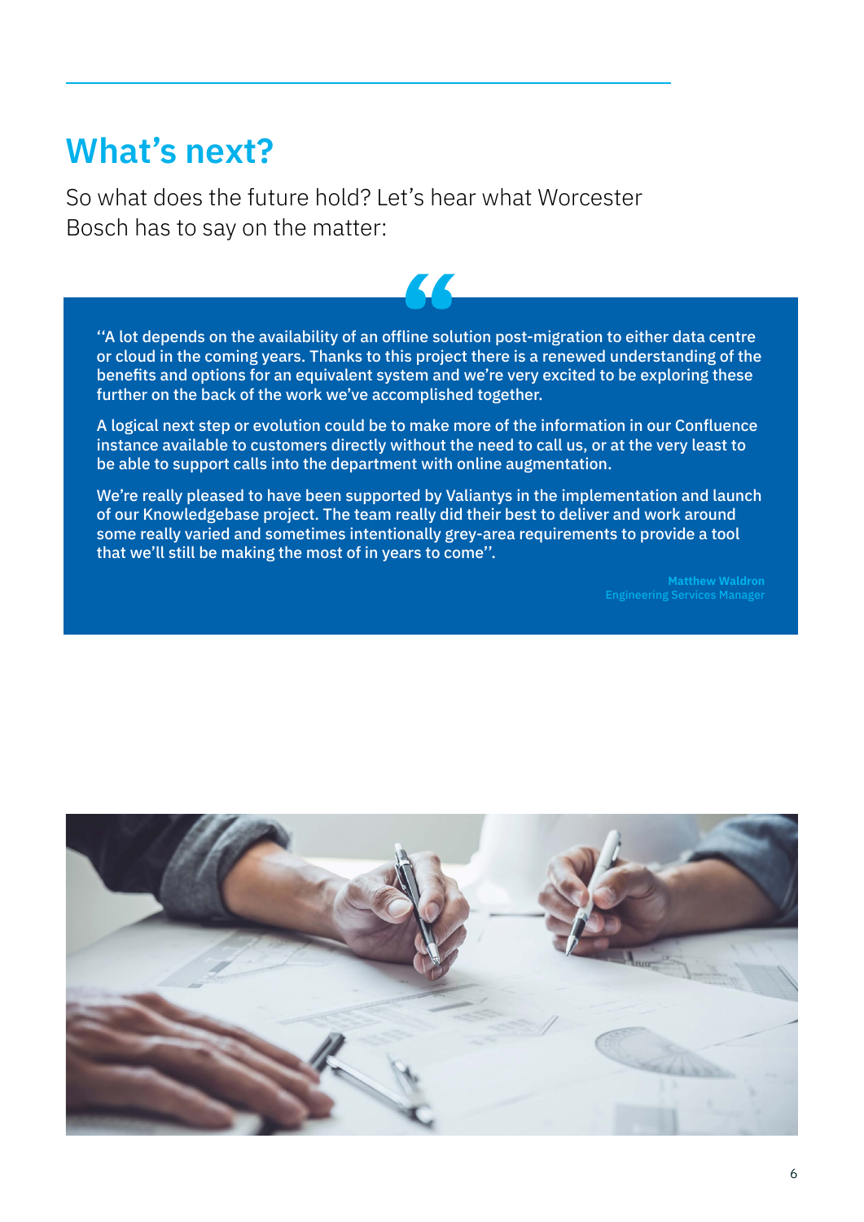## What's next?

So what does the future hold? Let's hear what Worcester Bosch has to say on the matter:

> ''A lot depends on the availability of an offline solution post-migration to either data centre or cloud in the coming years. Thanks to this project there is a renewed understanding of the benefits and options for an equivalent system and we're very excited to be exploring these further on the back of the work we've accomplished together.
>
> A logical next step or evolution could be to make more of the information in our Confluence instance available to customers directly without the need to call us, or at the very least to be able to support calls into the department with online augmentation.
>
> We're really pleased to have been supported by Valiantys in the implementation and launch of our Knowledgebase project. The team really did their best to deliver and work around some really varied and sometimes intentionally grey-area requirements to provide a tool that we'll still be making the most of in years to come''.
>
> **Matthew Waldron**
> Engineering Services Manager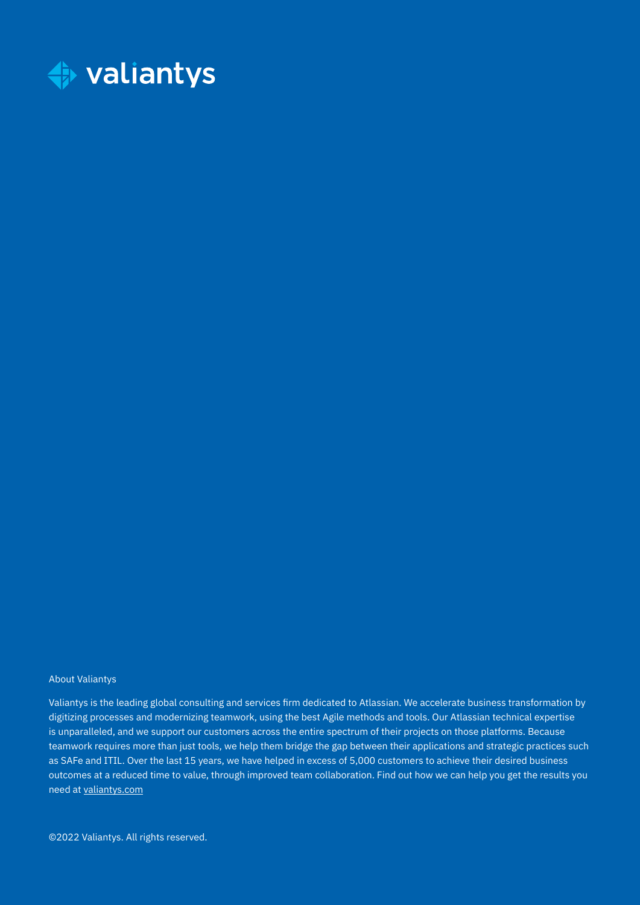valiantys

About Valiantys

Valiantys is the leading global consulting and services firm dedicated to Atlassian. We accelerate business transformation by digitizing processes and modernizing teamwork, using the best Agile methods and tools. Our Atlassian technical expertise is unparalleled, and we support our customers across the entire spectrum of their projects on those platforms. Because teamwork requires more than just tools, we help them bridge the gap between their applications and strategic practices such as SAFe and ITIL. Over the last 15 years, we have helped in excess of 5,000 customers to achieve their desired business outcomes at a reduced time to value, through improved team collaboration. Find out how we can help you get the results you need at valiantys.com

©2022 Valiantys. All rights reserved.